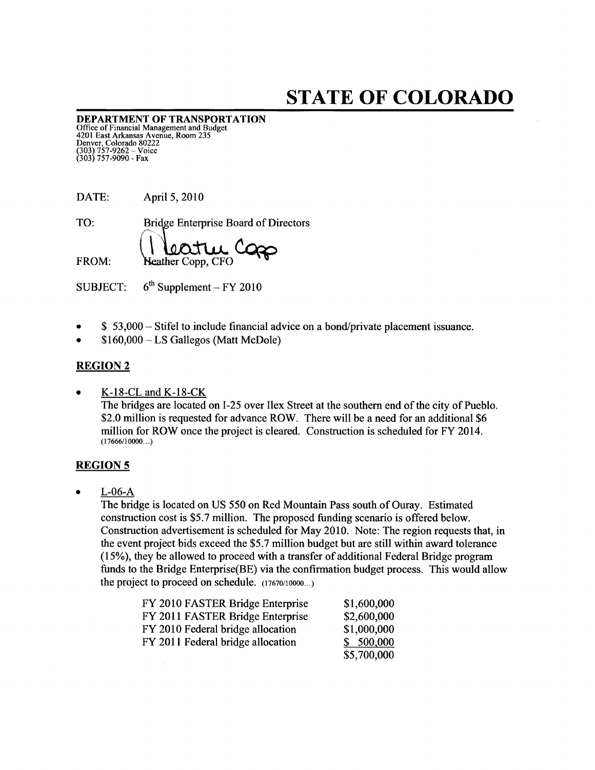# STATE OF COLORADO

**DEPARTMENT OF TRANSPORTATION**
Office of Financial Management and Budget
4201 East Arkansas Avenue, Room 235
Denver, Colorado 80222
(303) 757-9262 – Voice
(303) 757-9090 - Fax

DATE: April 5, 2010

TO: Bridge Enterprise Board of Directors

FROM: Heather Copp, CFO

SUBJECT: 6th Supplement – FY 2010

- $ 53,000 – Stifel to include financial advice on a bond/private placement issuance.
- $160,000 – LS Gallegos (Matt McDole)

## REGION 2

- K-18-CL and K-18-CK
  The bridges are located on I-25 over Ilex Street at the southern end of the city of Pueblo. $2.0 million is requested for advance ROW. There will be a need for an additional $6 million for ROW once the project is cleared. Construction is scheduled for FY 2014. (17666/10000…)

## REGION 5

- L-06-A
  The bridge is located on US 550 on Red Mountain Pass south of Ouray. Estimated construction cost is $5.7 million. The proposed funding scenario is offered below. Construction advertisement is scheduled for May 2010. Note: The region requests that, in the event project bids exceed the $5.7 million budget but are still within award tolerance (15%), they be allowed to proceed with a transfer of additional Federal Bridge program funds to the Bridge Enterprise(BE) via the confirmation budget process. This would allow the project to proceed on schedule. (17670/10000…)

| | |
|---|---|
| FY 2010 FASTER Bridge Enterprise | $1,600,000 |
| FY 2011 FASTER Bridge Enterprise | $2,600,000 |
| FY 2010 Federal bridge allocation | $1,000,000 |
| FY 2011 Federal bridge allocation | $ 500,000 |
| | $5,700,000 |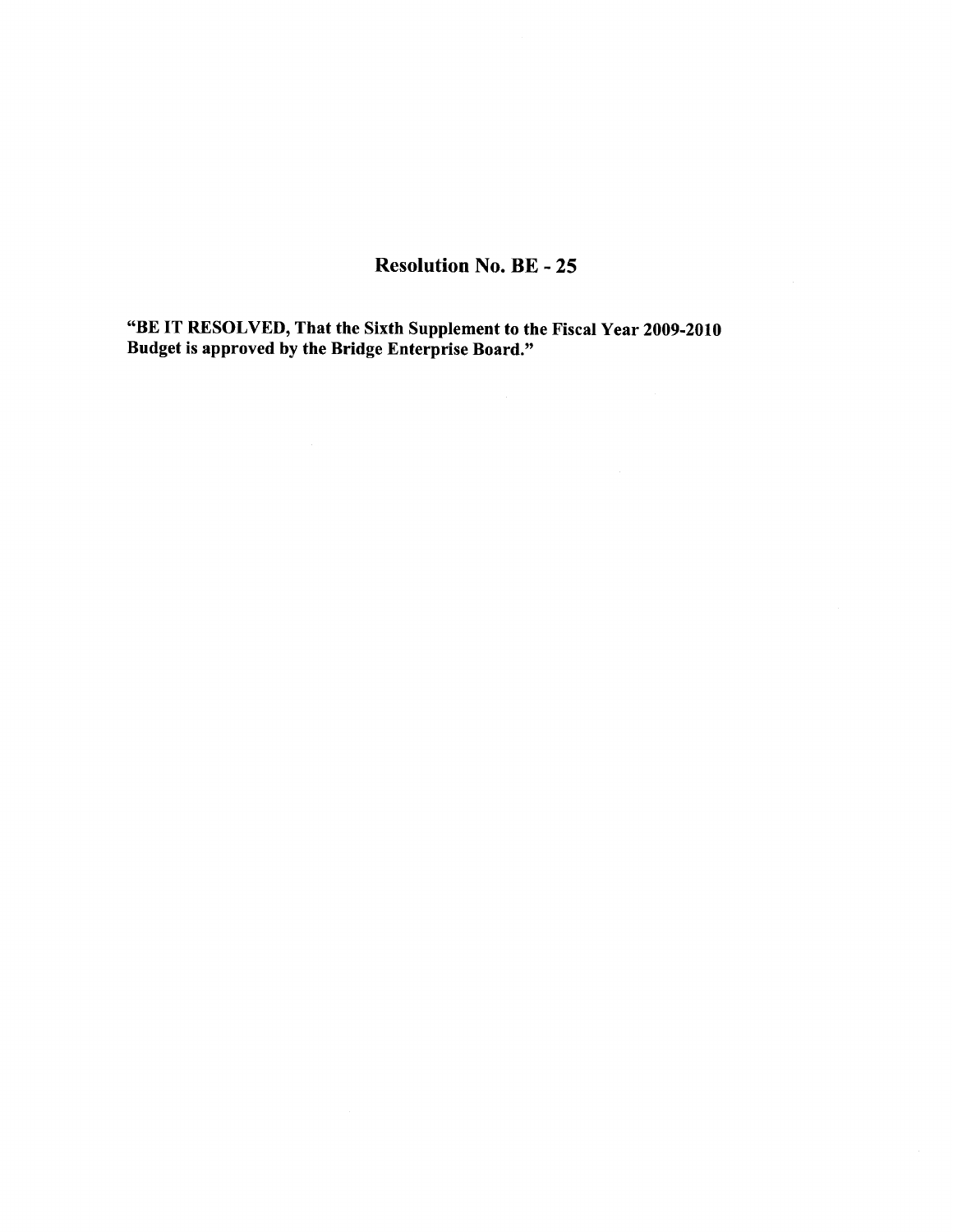# Resolution No. BE - 25

**"BE IT RESOLVED, That the Sixth Supplement to the Fiscal Year 2009-2010 Budget is approved by the Bridge Enterprise Board."**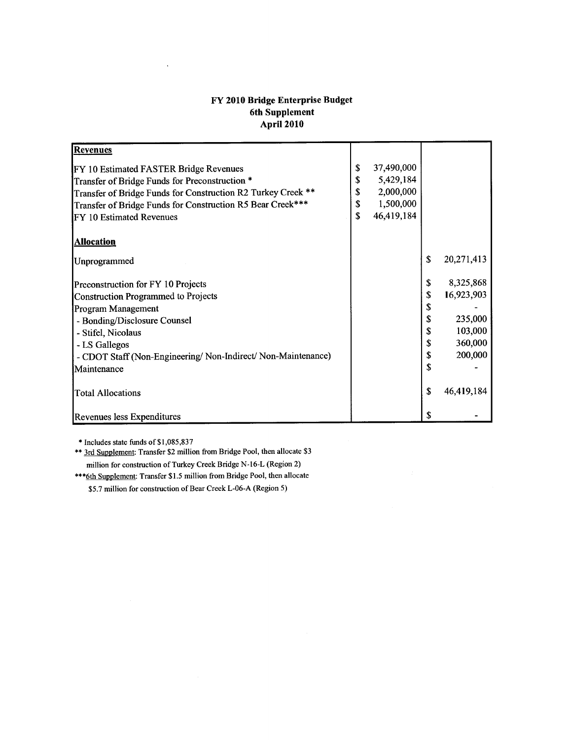# FY 2010 Bridge Enterprise Budget
## 6th Supplement
## April 2010

| | | |
|---|---|---|
| **Revenues** | | |
| FY 10 Estimated FASTER Bridge Revenues | $ 37,490,000 | |
| Transfer of Bridge Funds for Preconstruction * | $ 5,429,184 | |
| Transfer of Bridge Funds for Construction R2 Turkey Creek ** | $ 2,000,000 | |
| Transfer of Bridge Funds for Construction R5 Bear Creek*** | $ 1,500,000 | |
| FY 10 Estimated Revenues | $ 46,419,184 | |
| **Allocation** | | |
| Unprogrammed | | $ 20,271,413 |
| Preconstruction for FY 10 Projects | | $ 8,325,868 |
| Construction Programmed to Projects | | $ 16,923,903 |
| Program Management | | $ - |
| - Bonding/Disclosure Counsel | | $ 235,000 |
| - Stifel, Nicolaus | | $ 103,000 |
| - LS Gallegos | | $ 360,000 |
| - CDOT Staff (Non-Engineering/ Non-Indirect/ Non-Maintenance) | | $ 200,000 |
| Maintenance | | $ - |
| Total Allocations | | $ 46,419,184 |
| Revenues less Expenditures | | $ - |

\* Includes state funds of $1,085,837

** 3rd Supplement: Transfer $2 million from Bridge Pool, then allocate $3 million for construction of Turkey Creek Bridge N-16-L (Region 2)

*** 6th Supplement: Transfer $1.5 million from Bridge Pool, then allocate $5.7 million for construction of Bear Creek L-06-A (Region 5)